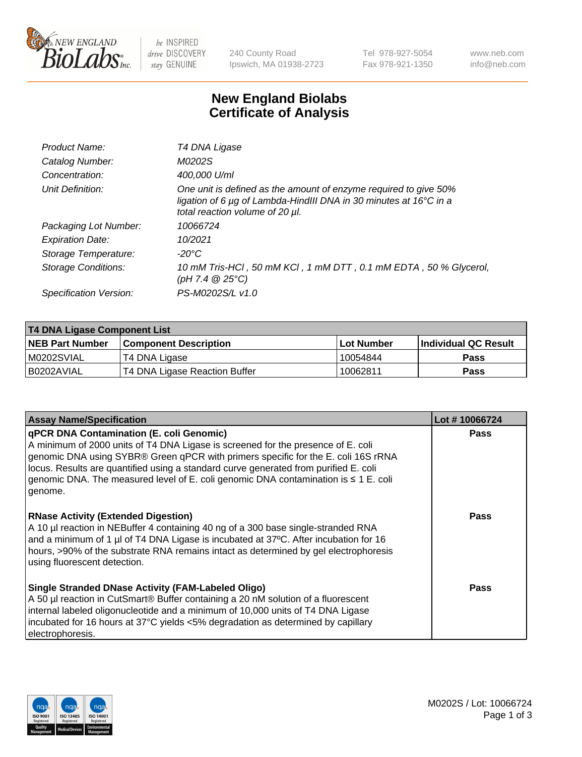# New England Biolabs Certificate of Analysis

| | |
|---|---|
| Product Name: | *T4 DNA Ligase* |
| Catalog Number: | *M0202S* |
| Concentration: | *400,000 U/ml* |
| Unit Definition: | *One unit is defined as the amount of enzyme required to give 50% ligation of 6 µg of Lambda-HindIII DNA in 30 minutes at 16°C in a total reaction volume of 20 µl.* |
| Packaging Lot Number: | *10066724* |
| Expiration Date: | *10/2021* |
| Storage Temperature: | *-20°C* |
| Storage Conditions: | *10 mM Tris-HCl , 50 mM KCl , 1 mM DTT , 0.1 mM EDTA , 50 % Glycerol, (pH 7.4 @ 25°C)* |
| Specification Version: | *PS-M0202S/L v1.0* |

| **T4 DNA Ligase Component List** | | | |
|---|---|---|---|
| **NEB Part Number** | **Component Description** | **Lot Number** | **Individual QC Result** |
| M0202SVIAL | T4 DNA Ligase | 10054844 | **Pass** |
| B0202AVIAL | T4 DNA Ligase Reaction Buffer | 10062811 | **Pass** |

| **Assay Name/Specification** | **Lot # 10066724** |
|---|---|
| **qPCR DNA Contamination (E. coli Genomic)**<br>A minimum of 2000 units of T4 DNA Ligase is screened for the presence of E. coli genomic DNA using SYBR® Green qPCR with primers specific for the E. coli 16S rRNA locus. Results are quantified using a standard curve generated from purified E. coli genomic DNA. The measured level of E. coli genomic DNA contamination is ≤ 1 E. coli genome. | **Pass** |
| **RNase Activity (Extended Digestion)**<br>A 10 µl reaction in NEBuffer 4 containing 40 ng of a 300 base single-stranded RNA and a minimum of 1 µl of T4 DNA Ligase is incubated at 37ºC. After incubation for 16 hours, >90% of the substrate RNA remains intact as determined by gel electrophoresis using fluorescent detection. | **Pass** |
| **Single Stranded DNase Activity (FAM-Labeled Oligo)**<br>A 50 µl reaction in CutSmart® Buffer containing a 20 nM solution of a fluorescent internal labeled oligonucleotide and a minimum of 10,000 units of T4 DNA Ligase incubated for 16 hours at 37°C yields <5% degradation as determined by capillary electrophoresis. | **Pass** |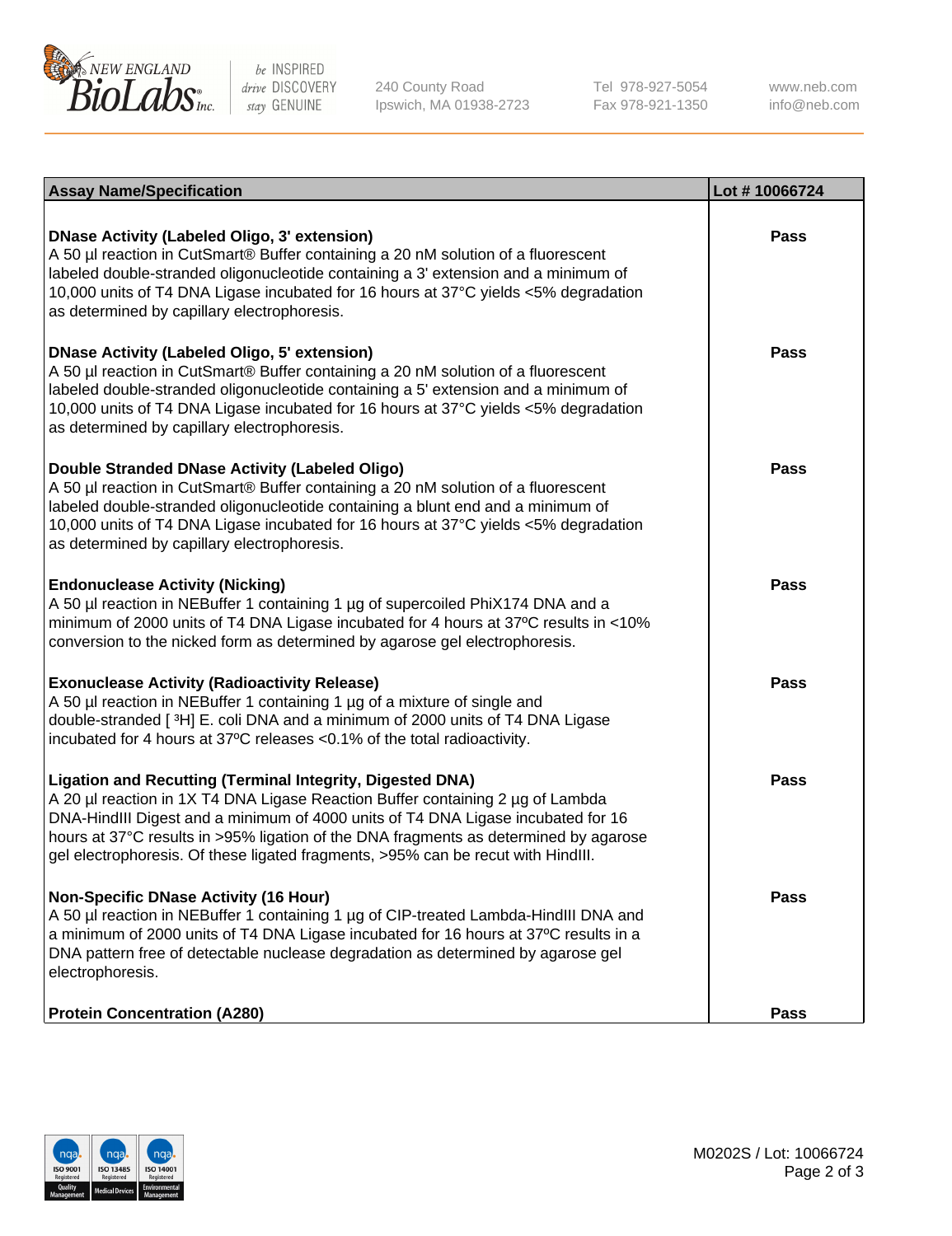| Assay Name/Specification | Lot # 10066724 |
|---|---|
| **DNase Activity (Labeled Oligo, 3' extension)**<br>A 50 µl reaction in CutSmart® Buffer containing a 20 nM solution of a fluorescent labeled double-stranded oligonucleotide containing a 3' extension and a minimum of 10,000 units of T4 DNA Ligase incubated for 16 hours at 37°C yields <5% degradation as determined by capillary electrophoresis. | Pass |
| **DNase Activity (Labeled Oligo, 5' extension)**<br>A 50 µl reaction in CutSmart® Buffer containing a 20 nM solution of a fluorescent labeled double-stranded oligonucleotide containing a 5' extension and a minimum of 10,000 units of T4 DNA Ligase incubated for 16 hours at 37°C yields <5% degradation as determined by capillary electrophoresis. | Pass |
| **Double Stranded DNase Activity (Labeled Oligo)**<br>A 50 µl reaction in CutSmart® Buffer containing a 20 nM solution of a fluorescent labeled double-stranded oligonucleotide containing a blunt end and a minimum of 10,000 units of T4 DNA Ligase incubated for 16 hours at 37°C yields <5% degradation as determined by capillary electrophoresis. | Pass |
| **Endonuclease Activity (Nicking)**<br>A 50 µl reaction in NEBuffer 1 containing 1 µg of supercoiled PhiX174 DNA and a minimum of 2000 units of T4 DNA Ligase incubated for 4 hours at 37ºC results in <10% conversion to the nicked form as determined by agarose gel electrophoresis. | Pass |
| **Exonuclease Activity (Radioactivity Release)**<br>A 50 µl reaction in NEBuffer 1 containing 1 µg of a mixture of single and double-stranded [ $^{3}$H] E. coli DNA and a minimum of 2000 units of T4 DNA Ligase incubated for 4 hours at 37ºC releases <0.1% of the total radioactivity. | Pass |
| **Ligation and Recutting (Terminal Integrity, Digested DNA)**<br>A 20 µl reaction in 1X T4 DNA Ligase Reaction Buffer containing 2 µg of Lambda DNA-HindIII Digest and a minimum of 4000 units of T4 DNA Ligase incubated for 16 hours at 37°C results in >95% ligation of the DNA fragments as determined by agarose gel electrophoresis. Of these ligated fragments, >95% can be recut with HindIII. | Pass |
| **Non-Specific DNase Activity (16 Hour)**<br>A 50 µl reaction in NEBuffer 1 containing 1 µg of CIP-treated Lambda-HindIII DNA and a minimum of 2000 units of T4 DNA Ligase incubated for 16 hours at 37ºC results in a DNA pattern free of detectable nuclease degradation as determined by agarose gel electrophoresis. | Pass |
| **Protein Concentration (A280)** | Pass |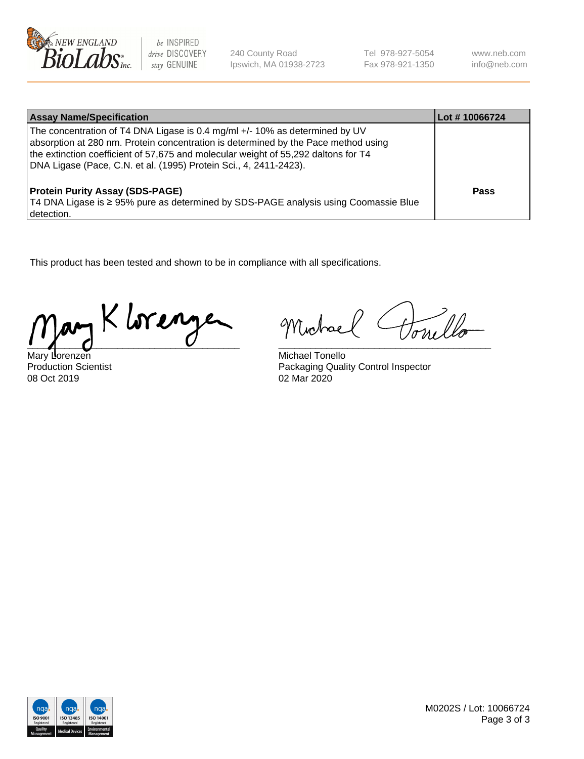NEW ENGLAND BioLabs Inc. | be INSPIRED drive DISCOVERY stay GENUINE | 240 County Road Ipswich, MA 01938-2723 | Tel 978-927-5054 Fax 978-921-1350 | www.neb.com info@neb.com

| Assay Name/Specification | Lot # 10066724 |
|---|---|
| The concentration of T4 DNA Ligase is 0.4 mg/ml +/- 10% as determined by UV absorption at 280 nm. Protein concentration is determined by the Pace method using the extinction coefficient of 57,675 and molecular weight of 55,292 daltons for T4 DNA Ligase (Pace, C.N. et al. (1995) Protein Sci., 4, 2411-2423). | |
| **Protein Purity Assay (SDS-PAGE)**<br>T4 DNA Ligase is ≥ 95% pure as determined by SDS-PAGE analysis using Coomassie Blue detection. | **Pass** |

This product has been tested and shown to be in compliance with all specifications.

Mary Lorenzen
Production Scientist
08 Oct 2019

Michael Tonello
Packaging Quality Control Inspector
02 Mar 2020

M0202S / Lot: 10066724